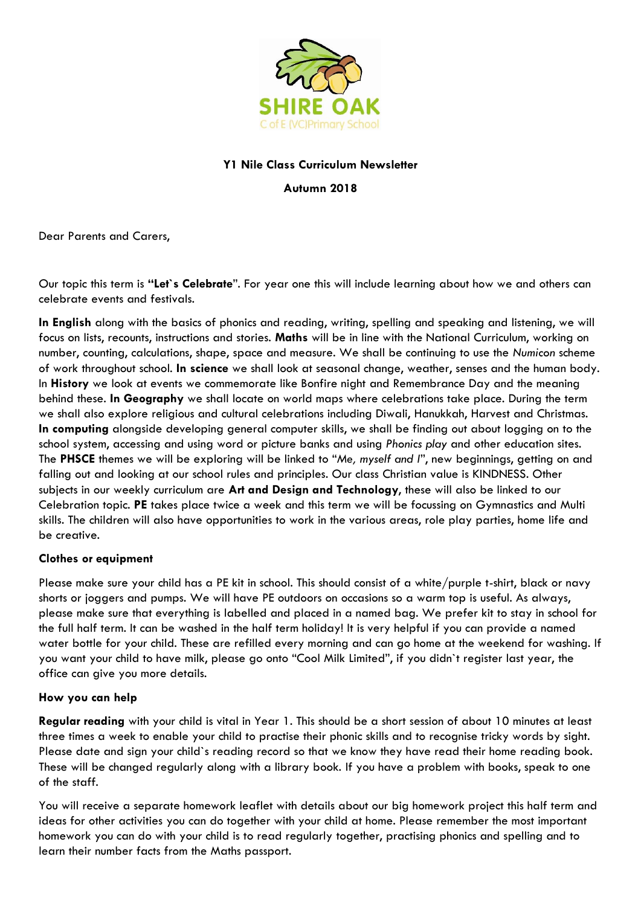SHIRE OAK

C of E (VC)Primary School

**Y1 Nile Class Curriculum Newsletter**

**Autumn 2018**

Dear Parents and Carers,

Our topic this term is **"Let`s Celebrate**". For year one this will include learning about how we and others can celebrate events and festivals.

**In English** along with the basics of phonics and reading, writing, spelling and speaking and listening, we will focus on lists, recounts, instructions and stories. **Maths** will be in line with the National Curriculum, working on number, counting, calculations, shape, space and measure. We shall be continuing to use the *Numicon* scheme of work throughout school. **In science** we shall look at seasonal change, weather, senses and the human body. In **History** we look at events we commemorate like Bonfire night and Remembrance Day and the meaning behind these. **In Geography** we shall locate on world maps where celebrations take place. During the term we shall also explore religious and cultural celebrations including Diwali, Hanukkah, Harvest and Christmas. **In computing** alongside developing general computer skills, we shall be finding out about logging on to the school system, accessing and using word or picture banks and using *Phonics play* and other education sites. The **PHSCE** themes we will be exploring will be linked to "*Me, myself and I*", new beginnings, getting on and falling out and looking at our school rules and principles. Our class Christian value is KINDNESS. Other subjects in our weekly curriculum are **Art and Design and Technology**, these will also be linked to our Celebration topic. **PE** takes place twice a week and this term we will be focussing on Gymnastics and Multi skills. The children will also have opportunities to work in the various areas, role play parties, home life and be creative.

**Clothes or equipment**

Please make sure your child has a PE kit in school. This should consist of a white/purple t-shirt, black or navy shorts or joggers and pumps. We will have PE outdoors on occasions so a warm top is useful. As always, please make sure that everything is labelled and placed in a named bag. We prefer kit to stay in school for the full half term. It can be washed in the half term holiday! It is very helpful if you can provide a named water bottle for your child. These are refilled every morning and can go home at the weekend for washing. If you want your child to have milk, please go onto "Cool Milk Limited", if you didn`t register last year, the office can give you more details.

**How you can help**

**Regular reading** with your child is vital in Year 1. This should be a short session of about 10 minutes at least three times a week to enable your child to practise their phonic skills and to recognise tricky words by sight. Please date and sign your child`s reading record so that we know they have read their home reading book. These will be changed regularly along with a library book. If you have a problem with books, speak to one of the staff.

You will receive a separate homework leaflet with details about our big homework project this half term and ideas for other activities you can do together with your child at home. Please remember the most important homework you can do with your child is to read regularly together, practising phonics and spelling and to learn their number facts from the Maths passport.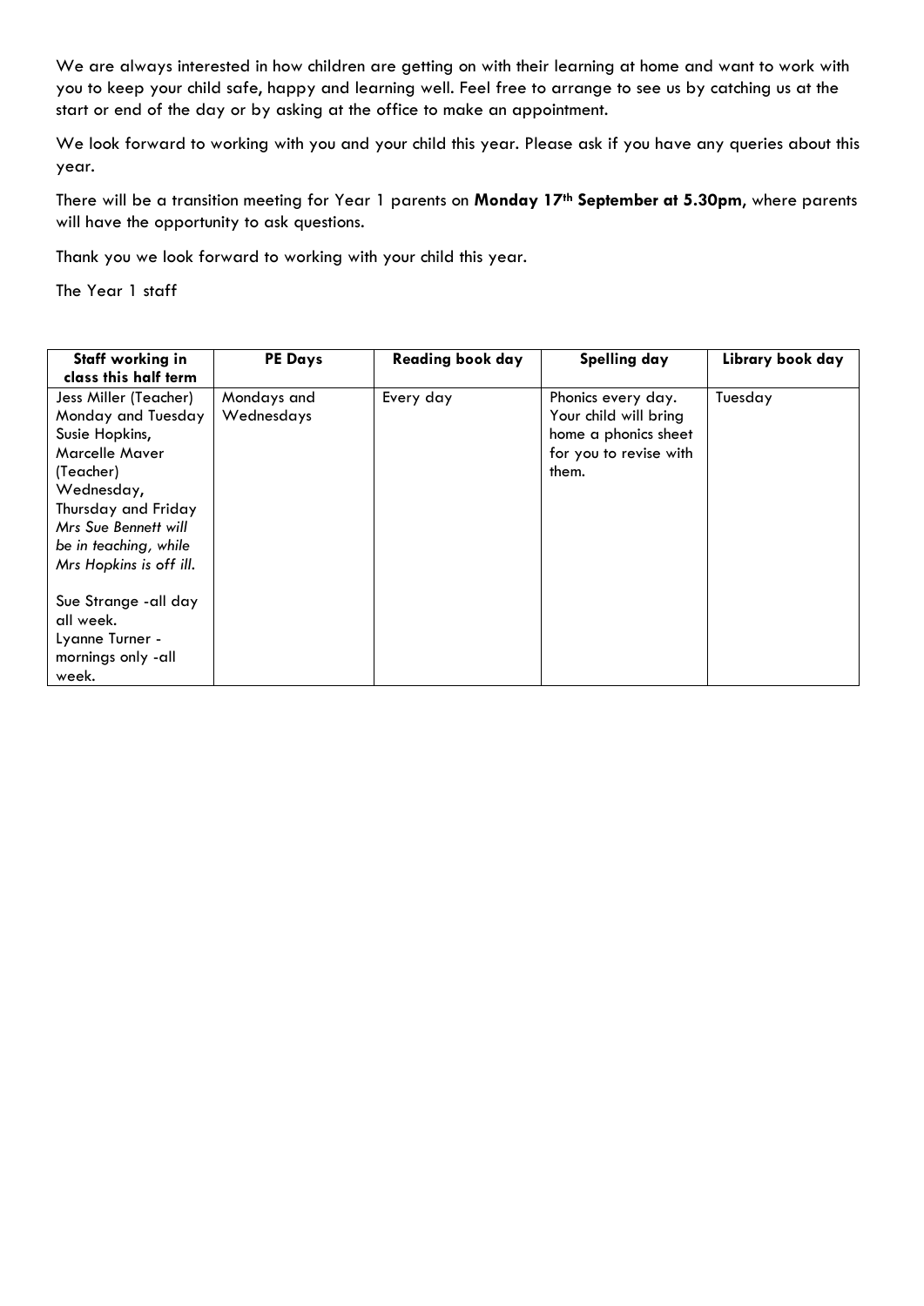We are always interested in how children are getting on with their learning at home and want to work with you to keep your child safe, happy and learning well. Feel free to arrange to see us by catching us at the start or end of the day or by asking at the office to make an appointment.

We look forward to working with you and your child this year. Please ask if you have any queries about this year.

There will be a transition meeting for Year 1 parents on **Monday 17th September at 5.30pm**, where parents will have the opportunity to ask questions.

Thank you we look forward to working with your child this year.

The Year 1 staff

| Staff working in class this half term | PE Days | Reading book day | Spelling day | Library book day |
|---|---|---|---|---|
| Jess Miller (Teacher) Monday and Tuesday Susie Hopkins, Marcelle Maver (Teacher) Wednesday, Thursday and Friday *Mrs Sue Bennett will be in teaching, while Mrs Hopkins is off ill.*<br><br>Sue Strange -all day all week.<br>Lyanne Turner - mornings only -all week. | Mondays and Wednesdays | Every day | Phonics every day. Your child will bring home a phonics sheet for you to revise with them. | Tuesday |